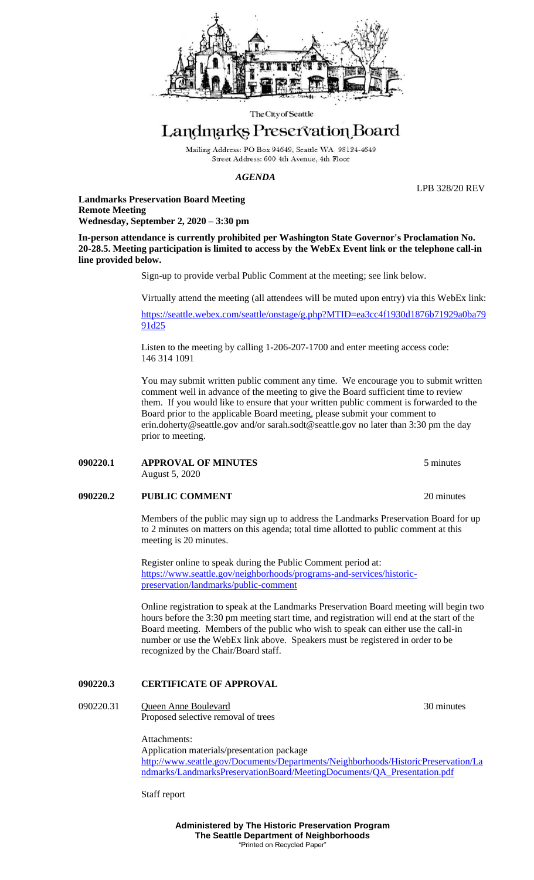The City of Seattle

# Landmarks Preservation Board

Mailing Address: PO Box 94649, Seattle WA 98124-4649
Street Address: 600 4th Avenue, 4th Floor

*AGENDA*

LPB 328/20 REV

**Landmarks Preservation Board Meeting**
**Remote Meeting**
**Wednesday, September 2, 2020 – 3:30 pm**

**In-person attendance is currently prohibited per Washington State Governor's Proclamation No. 20-28.5. Meeting participation is limited to access by the WebEx Event link or the telephone call-in line provided below.**

Sign-up to provide verbal Public Comment at the meeting; see link below.

Virtually attend the meeting (all attendees will be muted upon entry) via this WebEx link:

https://seattle.webex.com/seattle/onstage/g.php?MTID=ea3cc4f1930d1876b71929a0ba7991d25

Listen to the meeting by calling 1-206-207-1700 and enter meeting access code: 146 314 1091

You may submit written public comment any time. We encourage you to submit written comment well in advance of the meeting to give the Board sufficient time to review them. If you would like to ensure that your written public comment is forwarded to the Board prior to the applicable Board meeting, please submit your comment to erin.doherty@seattle.gov and/or sarah.sodt@seattle.gov no later than 3:30 pm the day prior to meeting.

**090220.1 APPROVAL OF MINUTES** — 5 minutes
August 5, 2020

**090220.2 PUBLIC COMMENT** — 20 minutes

Members of the public may sign up to address the Landmarks Preservation Board for up to 2 minutes on matters on this agenda; total time allotted to public comment at this meeting is 20 minutes.

Register online to speak during the Public Comment period at: https://www.seattle.gov/neighborhoods/programs-and-services/historic-preservation/landmarks/public-comment

Online registration to speak at the Landmarks Preservation Board meeting will begin two hours before the 3:30 pm meeting start time, and registration will end at the start of the Board meeting. Members of the public who wish to speak can either use the call-in number or use the WebEx link above. Speakers must be registered in order to be recognized by the Chair/Board staff.

**090220.3 CERTIFICATE OF APPROVAL**

090220.31 Queen Anne Boulevard — 30 minutes
Proposed selective removal of trees

Attachments:
Application materials/presentation package
http://www.seattle.gov/Documents/Departments/Neighborhoods/HistoricPreservation/Landmarks/LandmarksPreservationBoard/MeetingDocuments/QA_Presentation.pdf

Staff report

**Administered by The Historic Preservation Program**
**The Seattle Department of Neighborhoods**
"Printed on Recycled Paper"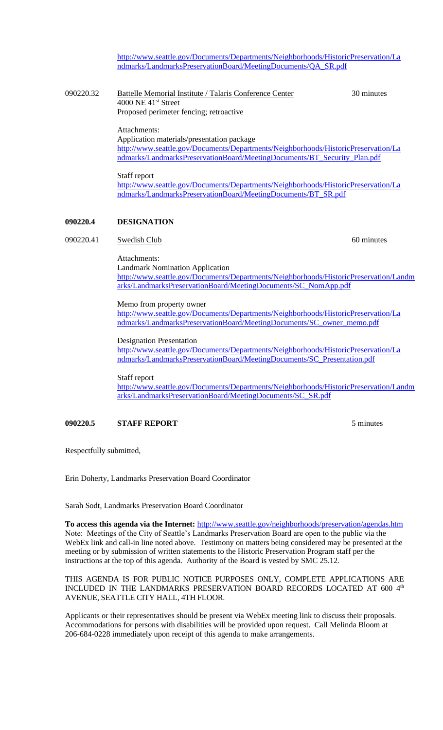http://www.seattle.gov/Documents/Departments/Neighborhoods/HistoricPreservation/Landmarks/LandmarksPreservationBoard/MeetingDocuments/QA_SR.pdf

090220.32 Battelle Memorial Institute / Talaris Conference Center 30 minutes
4000 NE 41st Street
Proposed perimeter fencing; retroactive

Attachments:
Application materials/presentation package
http://www.seattle.gov/Documents/Departments/Neighborhoods/HistoricPreservation/Landmarks/LandmarksPreservationBoard/MeetingDocuments/BT_Security_Plan.pdf

Staff report
http://www.seattle.gov/Documents/Departments/Neighborhoods/HistoricPreservation/Landmarks/LandmarksPreservationBoard/MeetingDocuments/BT_SR.pdf

**090220.4 DESIGNATION**

090220.41 Swedish Club 60 minutes

Attachments:
Landmark Nomination Application
http://www.seattle.gov/Documents/Departments/Neighborhoods/HistoricPreservation/Landmarks/LandmarksPreservationBoard/MeetingDocuments/SC_NomApp.pdf

Memo from property owner
http://www.seattle.gov/Documents/Departments/Neighborhoods/HistoricPreservation/Landmarks/LandmarksPreservationBoard/MeetingDocuments/SC_owner_memo.pdf

Designation Presentation
http://www.seattle.gov/Documents/Departments/Neighborhoods/HistoricPreservation/Landmarks/LandmarksPreservationBoard/MeetingDocuments/SC_Presentation.pdf

Staff report
http://www.seattle.gov/Documents/Departments/Neighborhoods/HistoricPreservation/Landmarks/LandmarksPreservationBoard/MeetingDocuments/SC_SR.pdf

**090220.5 STAFF REPORT** 5 minutes

Respectfully submitted,

Erin Doherty, Landmarks Preservation Board Coordinator

Sarah Sodt, Landmarks Preservation Board Coordinator

**To access this agenda via the Internet:** http://www.seattle.gov/neighborhoods/preservation/agendas.htm
Note: Meetings of the City of Seattle's Landmarks Preservation Board are open to the public via the WebEx link and call-in line noted above. Testimony on matters being considered may be presented at the meeting or by submission of written statements to the Historic Preservation Program staff per the instructions at the top of this agenda. Authority of the Board is vested by SMC 25.12.

THIS AGENDA IS FOR PUBLIC NOTICE PURPOSES ONLY, COMPLETE APPLICATIONS ARE INCLUDED IN THE LANDMARKS PRESERVATION BOARD RECORDS LOCATED AT 600 4th AVENUE, SEATTLE CITY HALL, 4TH FLOOR.

Applicants or their representatives should be present via WebEx meeting link to discuss their proposals. Accommodations for persons with disabilities will be provided upon request. Call Melinda Bloom at 206-684-0228 immediately upon receipt of this agenda to make arrangements.